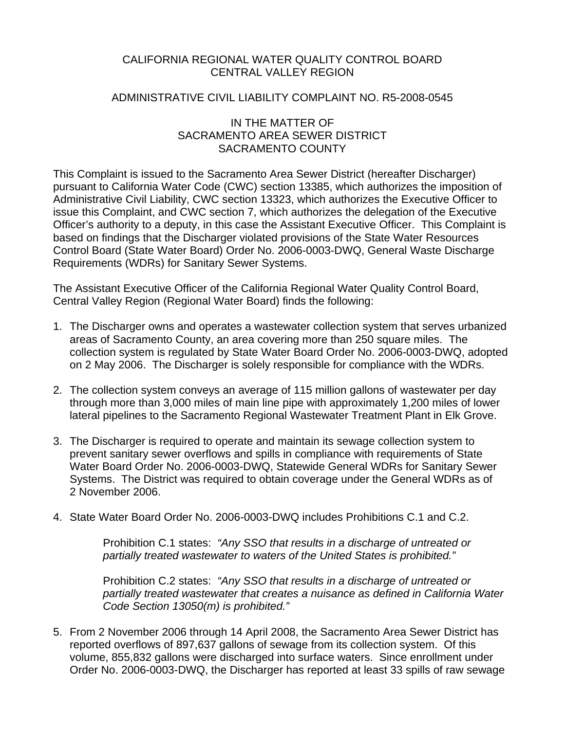CALIFORNIA REGIONAL WATER QUALITY CONTROL BOARD
CENTRAL VALLEY REGION

ADMINISTRATIVE CIVIL LIABILITY COMPLAINT NO. R5-2008-0545

IN THE MATTER OF
SACRAMENTO AREA SEWER DISTRICT
SACRAMENTO COUNTY

This Complaint is issued to the Sacramento Area Sewer District (hereafter Discharger) pursuant to California Water Code (CWC) section 13385, which authorizes the imposition of Administrative Civil Liability, CWC section 13323, which authorizes the Executive Officer to issue this Complaint, and CWC section 7, which authorizes the delegation of the Executive Officer's authority to a deputy, in this case the Assistant Executive Officer. This Complaint is based on findings that the Discharger violated provisions of the State Water Resources Control Board (State Water Board) Order No. 2006-0003-DWQ, General Waste Discharge Requirements (WDRs) for Sanitary Sewer Systems.

The Assistant Executive Officer of the California Regional Water Quality Control Board, Central Valley Region (Regional Water Board) finds the following:

1. The Discharger owns and operates a wastewater collection system that serves urbanized areas of Sacramento County, an area covering more than 250 square miles. The collection system is regulated by State Water Board Order No. 2006-0003-DWQ, adopted on 2 May 2006. The Discharger is solely responsible for compliance with the WDRs.

2. The collection system conveys an average of 115 million gallons of wastewater per day through more than 3,000 miles of main line pipe with approximately 1,200 miles of lower lateral pipelines to the Sacramento Regional Wastewater Treatment Plant in Elk Grove.

3. The Discharger is required to operate and maintain its sewage collection system to prevent sanitary sewer overflows and spills in compliance with requirements of State Water Board Order No. 2006-0003-DWQ, Statewide General WDRs for Sanitary Sewer Systems. The District was required to obtain coverage under the General WDRs as of 2 November 2006.

4. State Water Board Order No. 2006-0003-DWQ includes Prohibitions C.1 and C.2.

   Prohibition C.1 states: *"Any SSO that results in a discharge of untreated or partially treated wastewater to waters of the United States is prohibited."*

   Prohibition C.2 states: *"Any SSO that results in a discharge of untreated or partially treated wastewater that creates a nuisance as defined in California Water Code Section 13050(m) is prohibited."*

5. From 2 November 2006 through 14 April 2008, the Sacramento Area Sewer District has reported overflows of 897,637 gallons of sewage from its collection system. Of this volume, 855,832 gallons were discharged into surface waters. Since enrollment under Order No. 2006-0003-DWQ, the Discharger has reported at least 33 spills of raw sewage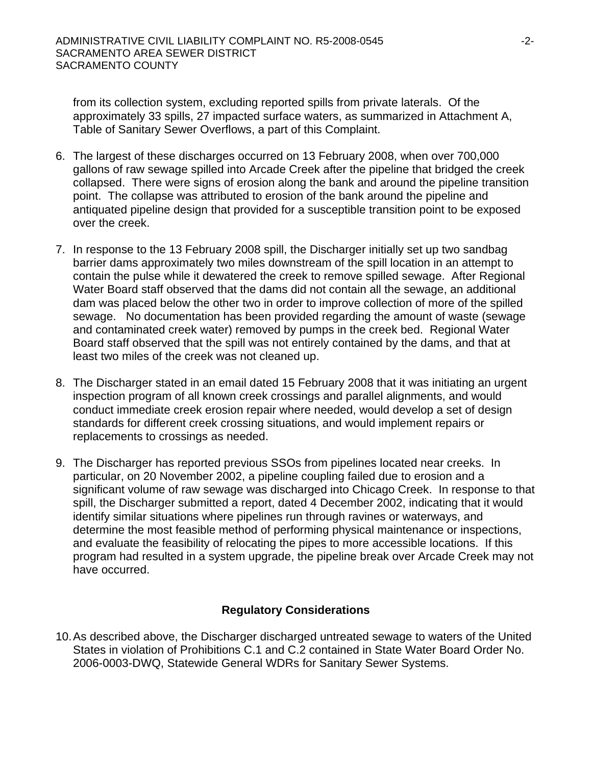from its collection system, excluding reported spills from private laterals. Of the approximately 33 spills, 27 impacted surface waters, as summarized in Attachment A, Table of Sanitary Sewer Overflows, a part of this Complaint.

6. The largest of these discharges occurred on 13 February 2008, when over 700,000 gallons of raw sewage spilled into Arcade Creek after the pipeline that bridged the creek collapsed. There were signs of erosion along the bank and around the pipeline transition point. The collapse was attributed to erosion of the bank around the pipeline and antiquated pipeline design that provided for a susceptible transition point to be exposed over the creek.

7. In response to the 13 February 2008 spill, the Discharger initially set up two sandbag barrier dams approximately two miles downstream of the spill location in an attempt to contain the pulse while it dewatered the creek to remove spilled sewage. After Regional Water Board staff observed that the dams did not contain all the sewage, an additional dam was placed below the other two in order to improve collection of more of the spilled sewage. No documentation has been provided regarding the amount of waste (sewage and contaminated creek water) removed by pumps in the creek bed. Regional Water Board staff observed that the spill was not entirely contained by the dams, and that at least two miles of the creek was not cleaned up.

8. The Discharger stated in an email dated 15 February 2008 that it was initiating an urgent inspection program of all known creek crossings and parallel alignments, and would conduct immediate creek erosion repair where needed, would develop a set of design standards for different creek crossing situations, and would implement repairs or replacements to crossings as needed.

9. The Discharger has reported previous SSOs from pipelines located near creeks. In particular, on 20 November 2002, a pipeline coupling failed due to erosion and a significant volume of raw sewage was discharged into Chicago Creek. In response to that spill, the Discharger submitted a report, dated 4 December 2002, indicating that it would identify similar situations where pipelines run through ravines or waterways, and determine the most feasible method of performing physical maintenance or inspections, and evaluate the feasibility of relocating the pipes to more accessible locations. If this program had resulted in a system upgrade, the pipeline break over Arcade Creek may not have occurred.

## Regulatory Considerations

10. As described above, the Discharger discharged untreated sewage to waters of the United States in violation of Prohibitions C.1 and C.2 contained in State Water Board Order No. 2006-0003-DWQ, Statewide General WDRs for Sanitary Sewer Systems.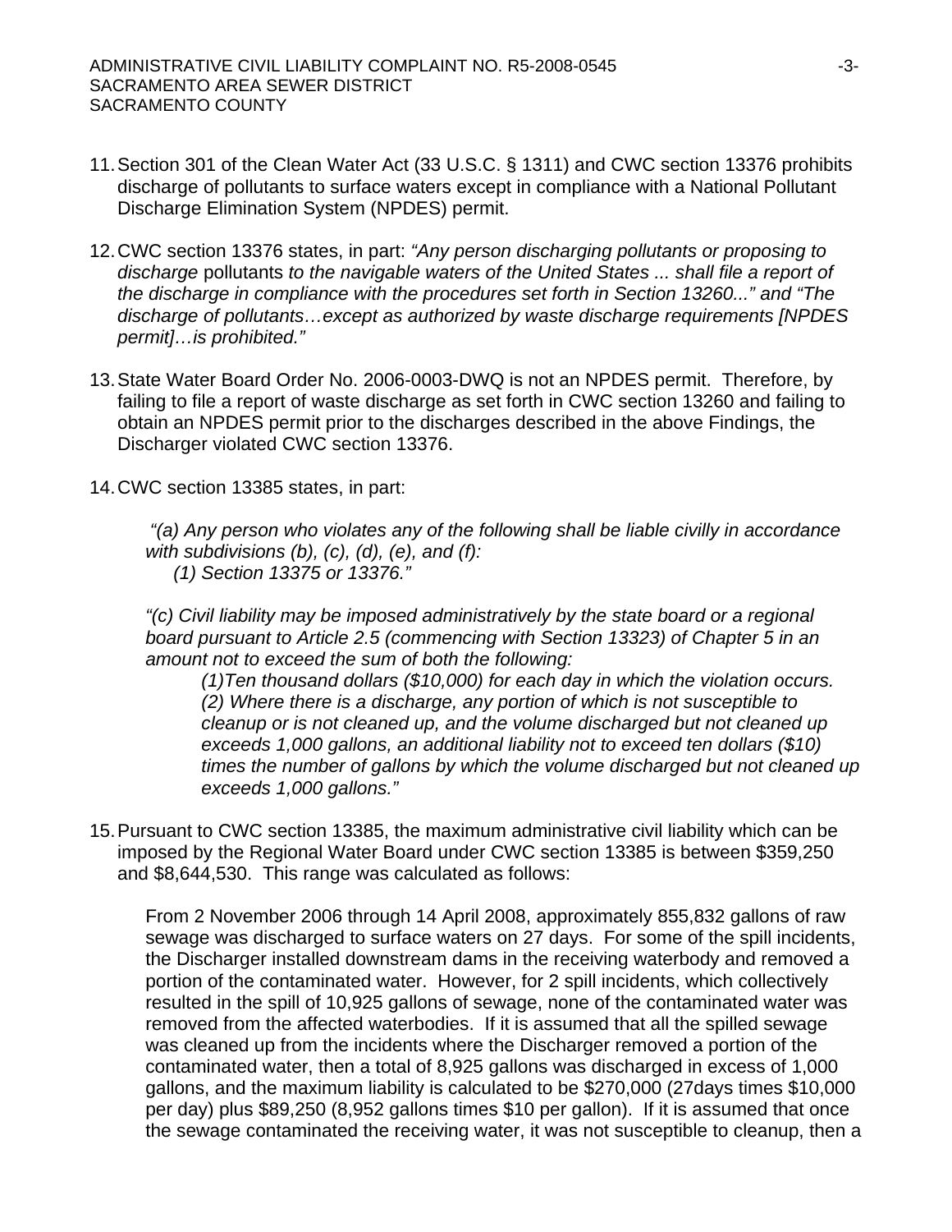11. Section 301 of the Clean Water Act (33 U.S.C. § 1311) and CWC section 13376 prohibits discharge of pollutants to surface waters except in compliance with a National Pollutant Discharge Elimination System (NPDES) permit.

12. CWC section 13376 states, in part: *"Any person discharging pollutants or proposing to discharge* pollutants *to the navigable waters of the United States ... shall file a report of the discharge in compliance with the procedures set forth in Section 13260..." and "The discharge of pollutants…except as authorized by waste discharge requirements [NPDES permit]…is prohibited."*

13. State Water Board Order No. 2006-0003-DWQ is not an NPDES permit. Therefore, by failing to file a report of waste discharge as set forth in CWC section 13260 and failing to obtain an NPDES permit prior to the discharges described in the above Findings, the Discharger violated CWC section 13376.

14. CWC section 13385 states, in part:

    *"(a) Any person who violates any of the following shall be liable civilly in accordance with subdivisions (b), (c), (d), (e), and (f):*
    *(1) Section 13375 or 13376."*

    *"(c) Civil liability may be imposed administratively by the state board or a regional board pursuant to Article 2.5 (commencing with Section 13323) of Chapter 5 in an amount not to exceed the sum of both the following:*
    *(1)Ten thousand dollars ($10,000) for each day in which the violation occurs.*
    *(2) Where there is a discharge, any portion of which is not susceptible to cleanup or is not cleaned up, and the volume discharged but not cleaned up exceeds 1,000 gallons, an additional liability not to exceed ten dollars ($10) times the number of gallons by which the volume discharged but not cleaned up exceeds 1,000 gallons."*

15. Pursuant to CWC section 13385, the maximum administrative civil liability which can be imposed by the Regional Water Board under CWC section 13385 is between $359,250 and $8,644,530. This range was calculated as follows:

    From 2 November 2006 through 14 April 2008, approximately 855,832 gallons of raw sewage was discharged to surface waters on 27 days. For some of the spill incidents, the Discharger installed downstream dams in the receiving waterbody and removed a portion of the contaminated water. However, for 2 spill incidents, which collectively resulted in the spill of 10,925 gallons of sewage, none of the contaminated water was removed from the affected waterbodies. If it is assumed that all the spilled sewage was cleaned up from the incidents where the Discharger removed a portion of the contaminated water, then a total of 8,925 gallons was discharged in excess of 1,000 gallons, and the maximum liability is calculated to be $270,000 (27days times $10,000 per day) plus $89,250 (8,952 gallons times $10 per gallon). If it is assumed that once the sewage contaminated the receiving water, it was not susceptible to cleanup, then a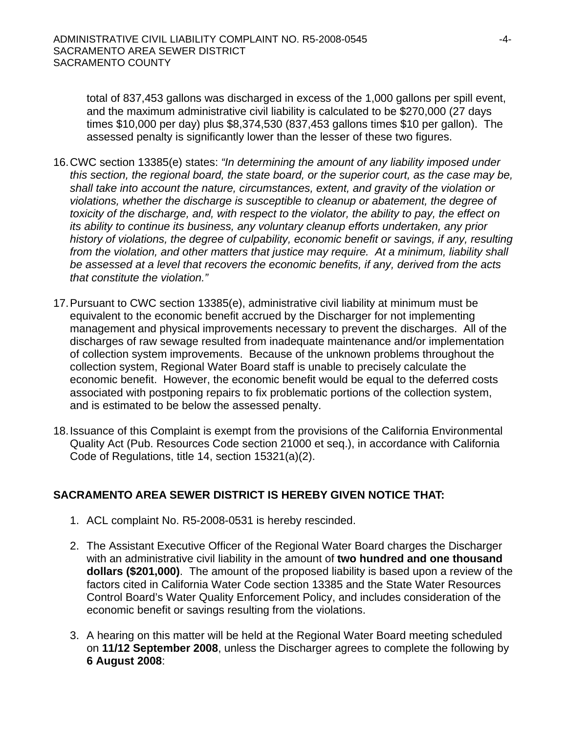total of 837,453 gallons was discharged in excess of the 1,000 gallons per spill event, and the maximum administrative civil liability is calculated to be $270,000 (27 days times $10,000 per day) plus $8,374,530 (837,453 gallons times $10 per gallon). The assessed penalty is significantly lower than the lesser of these two figures.

16. CWC section 13385(e) states: *"In determining the amount of any liability imposed under this section, the regional board, the state board, or the superior court, as the case may be, shall take into account the nature, circumstances, extent, and gravity of the violation or violations, whether the discharge is susceptible to cleanup or abatement, the degree of toxicity of the discharge, and, with respect to the violator, the ability to pay, the effect on its ability to continue its business, any voluntary cleanup efforts undertaken, any prior history of violations, the degree of culpability, economic benefit or savings, if any, resulting from the violation, and other matters that justice may require. At a minimum, liability shall be assessed at a level that recovers the economic benefits, if any, derived from the acts that constitute the violation."*

17. Pursuant to CWC section 13385(e), administrative civil liability at minimum must be equivalent to the economic benefit accrued by the Discharger for not implementing management and physical improvements necessary to prevent the discharges. All of the discharges of raw sewage resulted from inadequate maintenance and/or implementation of collection system improvements. Because of the unknown problems throughout the collection system, Regional Water Board staff is unable to precisely calculate the economic benefit. However, the economic benefit would be equal to the deferred costs associated with postponing repairs to fix problematic portions of the collection system, and is estimated to be below the assessed penalty.

18. Issuance of this Complaint is exempt from the provisions of the California Environmental Quality Act (Pub. Resources Code section 21000 et seq.), in accordance with California Code of Regulations, title 14, section 15321(a)(2).

**SACRAMENTO AREA SEWER DISTRICT IS HEREBY GIVEN NOTICE THAT:**

1. ACL complaint No. R5-2008-0531 is hereby rescinded.

2. The Assistant Executive Officer of the Regional Water Board charges the Discharger with an administrative civil liability in the amount of **two hundred and one thousand dollars ($201,000)**. The amount of the proposed liability is based upon a review of the factors cited in California Water Code section 13385 and the State Water Resources Control Board's Water Quality Enforcement Policy, and includes consideration of the economic benefit or savings resulting from the violations.

3. A hearing on this matter will be held at the Regional Water Board meeting scheduled on **11/12 September 2008**, unless the Discharger agrees to complete the following by **6 August 2008**: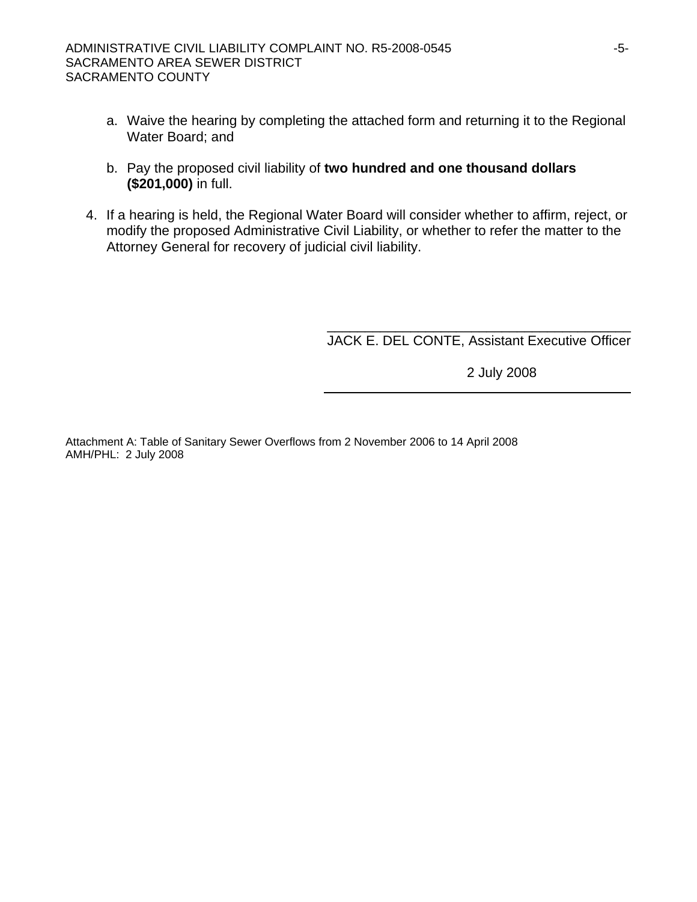a. Waive the hearing by completing the attached form and returning it to the Regional Water Board; and

b. Pay the proposed civil liability of **two hundred and one thousand dollars ($201,000)** in full.

4. If a hearing is held, the Regional Water Board will consider whether to affirm, reject, or modify the proposed Administrative Civil Liability, or whether to refer the matter to the Attorney General for recovery of judicial civil liability.

JACK E. DEL CONTE, Assistant Executive Officer

2 July 2008

Attachment A: Table of Sanitary Sewer Overflows from 2 November 2006 to 14 April 2008
AMH/PHL: 2 July 2008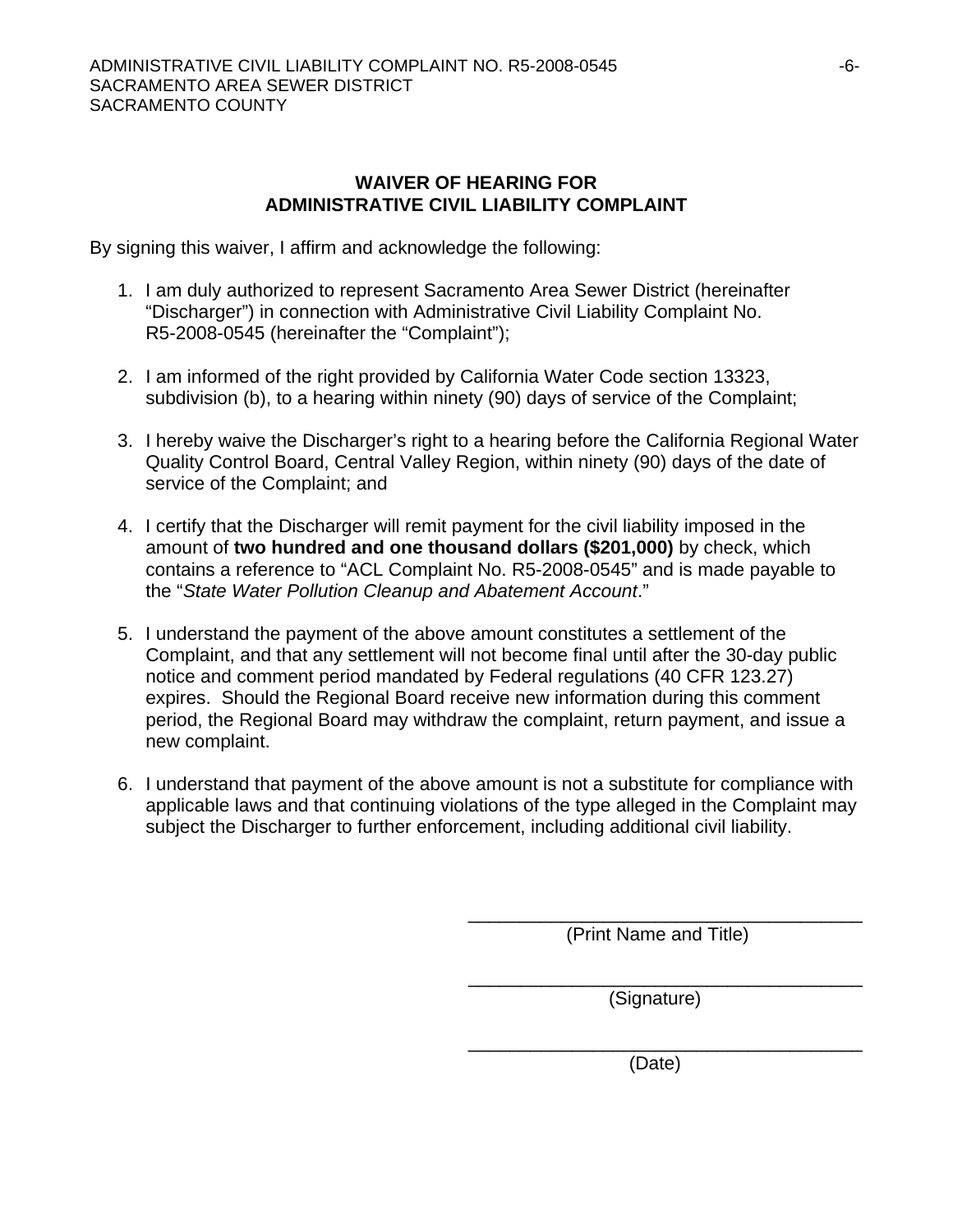## WAIVER OF HEARING FOR ADMINISTRATIVE CIVIL LIABILITY COMPLAINT

By signing this waiver, I affirm and acknowledge the following:

1. I am duly authorized to represent Sacramento Area Sewer District (hereinafter "Discharger") in connection with Administrative Civil Liability Complaint No. R5-2008-0545 (hereinafter the "Complaint");

2. I am informed of the right provided by California Water Code section 13323, subdivision (b), to a hearing within ninety (90) days of service of the Complaint;

3. I hereby waive the Discharger's right to a hearing before the California Regional Water Quality Control Board, Central Valley Region, within ninety (90) days of the date of service of the Complaint; and

4. I certify that the Discharger will remit payment for the civil liability imposed in the amount of **two hundred and one thousand dollars ($201,000)** by check, which contains a reference to "ACL Complaint No. R5-2008-0545" and is made payable to the "*State Water Pollution Cleanup and Abatement Account*."

5. I understand the payment of the above amount constitutes a settlement of the Complaint, and that any settlement will not become final until after the 30-day public notice and comment period mandated by Federal regulations (40 CFR 123.27) expires. Should the Regional Board receive new information during this comment period, the Regional Board may withdraw the complaint, return payment, and issue a new complaint.

6. I understand that payment of the above amount is not a substitute for compliance with applicable laws and that continuing violations of the type alleged in the Complaint may subject the Discharger to further enforcement, including additional civil liability.

_______________________________________
(Print Name and Title)

_______________________________________
(Signature)

_______________________________________
(Date)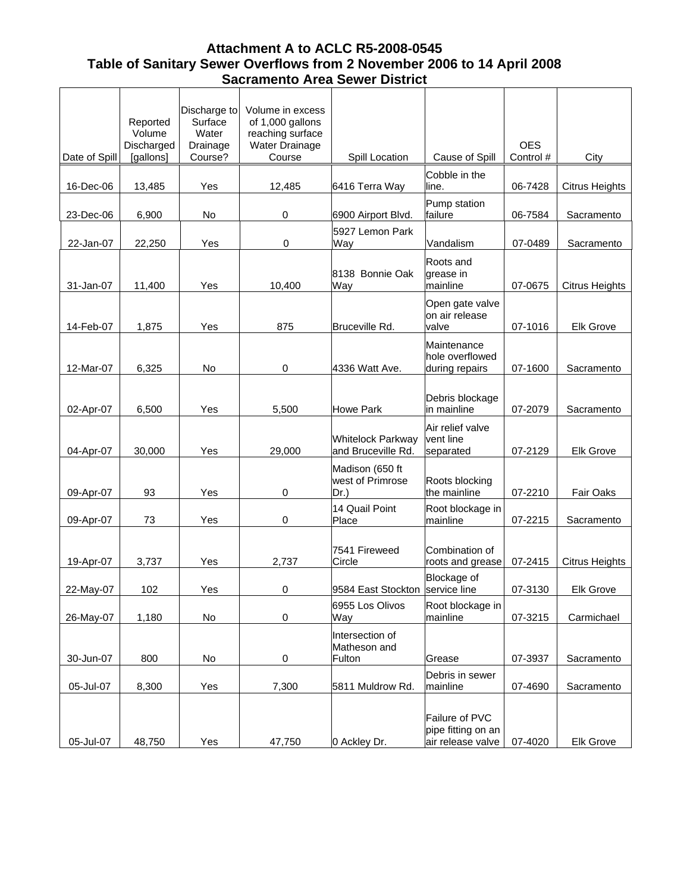# Attachment A to ACLC R5-2008-0545
## Table of Sanitary Sewer Overflows from 2 November 2006 to 14 April 2008
## Sacramento Area Sewer District

| Date of Spill | Reported Volume Discharged [gallons] | Discharge to Surface Water Drainage Course? | Volume in excess of 1,000 gallons reaching surface Water Drainage Course | Spill Location | Cause of Spill | OES Control # | City |
|---|---|---|---|---|---|---|---|
| 16-Dec-06 | 13,485 | Yes | 12,485 | 6416 Terra Way | Cobble in the line. | 06-7428 | Citrus Heights |
| 23-Dec-06 | 6,900 | No | 0 | 6900 Airport Blvd. | Pump station failure | 06-7584 | Sacramento |
| 22-Jan-07 | 22,250 | Yes | 0 | 5927 Lemon Park Way | Vandalism | 07-0489 | Sacramento |
| 31-Jan-07 | 11,400 | Yes | 10,400 | 8138 Bonnie Oak Way | Roots and grease in mainline | 07-0675 | Citrus Heights |
| 14-Feb-07 | 1,875 | Yes | 875 | Bruceville Rd. | Open gate valve on air release valve | 07-1016 | Elk Grove |
| 12-Mar-07 | 6,325 | No | 0 | 4336 Watt Ave. | Maintenance hole overflowed during repairs | 07-1600 | Sacramento |
| 02-Apr-07 | 6,500 | Yes | 5,500 | Howe Park | Debris blockage in mainline | 07-2079 | Sacramento |
| 04-Apr-07 | 30,000 | Yes | 29,000 | Whitelock Parkway and Bruceville Rd. | Air relief valve vent line separated | 07-2129 | Elk Grove |
| 09-Apr-07 | 93 | Yes | 0 | Madison (650 ft west of Primrose Dr.) | Roots blocking the mainline | 07-2210 | Fair Oaks |
| 09-Apr-07 | 73 | Yes | 0 | 14 Quail Point Place | Root blockage in mainline | 07-2215 | Sacramento |
| 19-Apr-07 | 3,737 | Yes | 2,737 | 7541 Fireweed Circle | Combination of roots and grease | 07-2415 | Citrus Heights |
| 22-May-07 | 102 | Yes | 0 | 9584 East Stockton | Blockage of service line | 07-3130 | Elk Grove |
| 26-May-07 | 1,180 | No | 0 | 6955 Los Olivos Way | Root blockage in mainline | 07-3215 | Carmichael |
| 30-Jun-07 | 800 | No | 0 | Intersection of Matheson and Fulton | Grease | 07-3937 | Sacramento |
| 05-Jul-07 | 8,300 | Yes | 7,300 | 5811 Muldrow Rd. | Debris in sewer mainline | 07-4690 | Sacramento |
| 05-Jul-07 | 48,750 | Yes | 47,750 | 0 Ackley Dr. | Failure of PVC pipe fitting on an air release valve | 07-4020 | Elk Grove |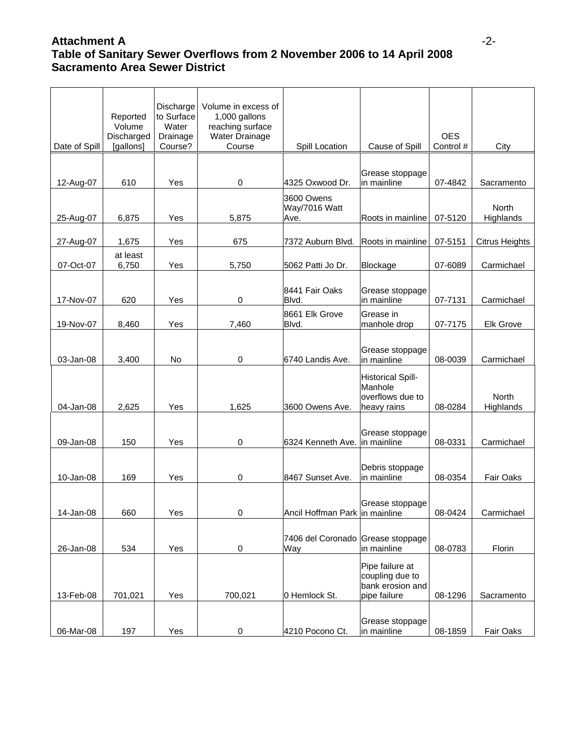**Attachment A**
**Table of Sanitary Sewer Overflows from 2 November 2006 to 14 April 2008**
**Sacramento Area Sewer District**

| Date of Spill | Reported Volume Discharged [gallons] | Discharge to Surface Water Drainage Course? | Volume in excess of 1,000 gallons reaching surface Water Drainage Course | Spill Location | Cause of Spill | OES Control # | City |
|---|---|---|---|---|---|---|---|
| 12-Aug-07 | 610 | Yes | 0 | 4325 Oxwood Dr. | Grease stoppage in mainline | 07-4842 | Sacramento |
| 25-Aug-07 | 6,875 | Yes | 5,875 | 3600 Owens Way/7016 Watt Ave. | Roots in mainline | 07-5120 | North Highlands |
| 27-Aug-07 | 1,675 | Yes | 675 | 7372 Auburn Blvd. | Roots in mainline | 07-5151 | Citrus Heights |
| 07-Oct-07 | at least 6,750 | Yes | 5,750 | 5062 Patti Jo Dr. | Blockage | 07-6089 | Carmichael |
| 17-Nov-07 | 620 | Yes | 0 | 8441 Fair Oaks Blvd. | Grease stoppage in mainline | 07-7131 | Carmichael |
| 19-Nov-07 | 8,460 | Yes | 7,460 | 8661 Elk Grove Blvd. | Grease in manhole drop | 07-7175 | Elk Grove |
| 03-Jan-08 | 3,400 | No | 0 | 6740 Landis Ave. | Grease stoppage in mainline | 08-0039 | Carmichael |
| 04-Jan-08 | 2,625 | Yes | 1,625 | 3600 Owens Ave. | Historical Spill-Manhole overflows due to heavy rains | 08-0284 | North Highlands |
| 09-Jan-08 | 150 | Yes | 0 | 6324 Kenneth Ave. | Grease stoppage in mainline | 08-0331 | Carmichael |
| 10-Jan-08 | 169 | Yes | 0 | 8467 Sunset Ave. | Debris stoppage in mainline | 08-0354 | Fair Oaks |
| 14-Jan-08 | 660 | Yes | 0 | Ancil Hoffman Park | Grease stoppage in mainline | 08-0424 | Carmichael |
| 26-Jan-08 | 534 | Yes | 0 | 7406 del Coronado Way | Grease stoppage in mainline | 08-0783 | Florin |
| 13-Feb-08 | 701,021 | Yes | 700,021 | 0 Hemlock St. | Pipe failure at coupling due to bank erosion and pipe failure | 08-1296 | Sacramento |
| 06-Mar-08 | 197 | Yes | 0 | 4210 Pocono Ct. | Grease stoppage in mainline | 08-1859 | Fair Oaks |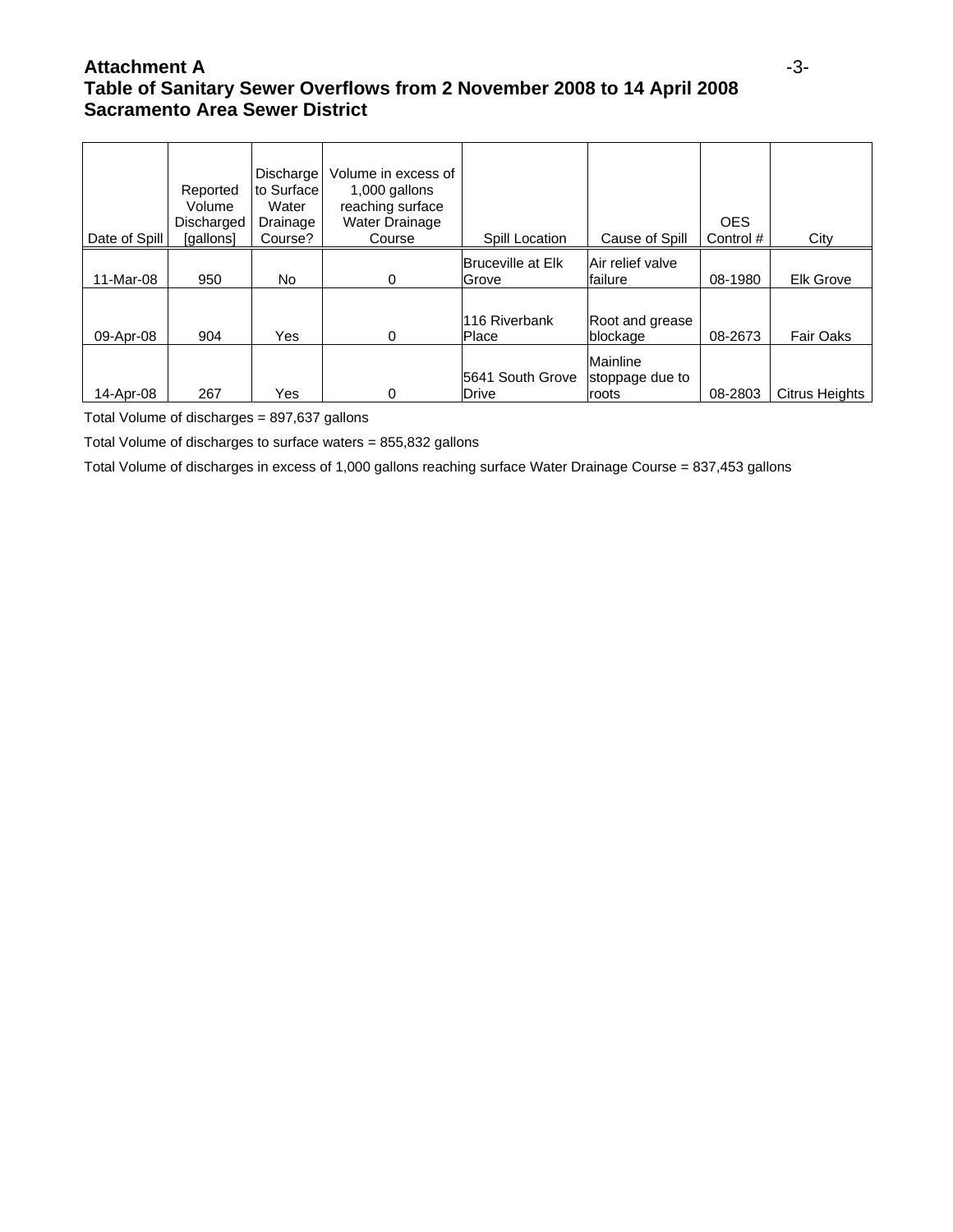**Attachment A**
**Table of Sanitary Sewer Overflows from 2 November 2008 to 14 April 2008**
**Sacramento Area Sewer District**

| Date of Spill | Reported Volume Discharged [gallons] | Discharge to Surface Water Drainage Course? | Volume in excess of 1,000 gallons reaching surface Water Drainage Course | Spill Location | Cause of Spill | OES Control # | City |
|---|---|---|---|---|---|---|---|
| 11-Mar-08 | 950 | No | 0 | Bruceville at Elk Grove | Air relief valve failure | 08-1980 | Elk Grove |
| 09-Apr-08 | 904 | Yes | 0 | 116 Riverbank Place | Root and grease blockage | 08-2673 | Fair Oaks |
| 14-Apr-08 | 267 | Yes | 0 | 5641 South Grove Drive | Mainline stoppage due to roots | 08-2803 | Citrus Heights |

Total Volume of discharges = 897,637 gallons

Total Volume of discharges to surface waters = 855,832 gallons

Total Volume of discharges in excess of 1,000 gallons reaching surface Water Drainage Course = 837,453 gallons